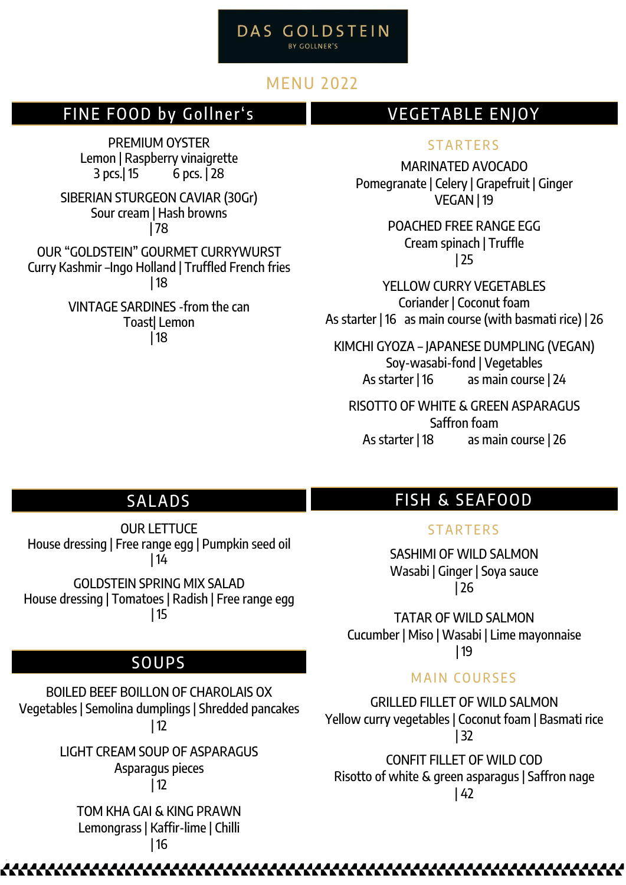# DAS GOLDSTEIN

BY GOLLNER'S

MENU 2022

## FINE FOOD by Gollner's

PREMIUM OYSTER
Lemon | Raspberry vinaigrette
3 pcs.| 15 6 pcs. | 28

SIBERIAN STURGEON CAVIAR (30Gr)
Sour cream | Hash browns
| 78

OUR "GOLDSTEIN" GOURMET CURRYWURST
Curry Kashmir –Ingo Holland | Truffled French fries
| 18

VINTAGE SARDINES -from the can
Toast| Lemon
| 18

## VEGETABLE ENJOY

### STARTERS

MARINATED AVOCADO
Pomegranate | Celery | Grapefruit | Ginger
VEGAN | 19

POACHED FREE RANGE EGG
Cream spinach | Truffle
| 25

YELLOW CURRY VEGETABLES
Coriander | Coconut foam
As starter | 16 as main course (with basmati rice) | 26

KIMCHI GYOZA – JAPANESE DUMPLING (VEGAN)
Soy-wasabi-fond | Vegetables
As starter | 16 as main course | 24

RISOTTO OF WHITE & GREEN ASPARAGUS
Saffron foam
As starter | 18 as main course | 26

## SALADS

OUR LETTUCE
House dressing | Free range egg | Pumpkin seed oil
| 14

GOLDSTEIN SPRING MIX SALAD
House dressing | Tomatoes | Radish | Free range egg
| 15

## SOUPS

BOILED BEEF BOILLON OF CHAROLAIS OX
Vegetables | Semolina dumplings | Shredded pancakes
| 12

LIGHT CREAM SOUP OF ASPARAGUS
Asparagus pieces
| 12

TOM KHA GAI & KING PRAWN
Lemongrass | Kaffir-lime | Chilli
| 16

## FISH & SEAFOOD

### STARTERS

SASHIMI OF WILD SALMON
Wasabi | Ginger | Soya sauce
| 26

TATAR OF WILD SALMON
Cucumber | Miso | Wasabi | Lime mayonnaise
| 19

### MAIN COURSES

GRILLED FILLET OF WILD SALMON
Yellow curry vegetables | Coconut foam | Basmati rice
| 32

CONFIT FILLET OF WILD COD
Risotto of white & green asparagus | Saffron nage
| 42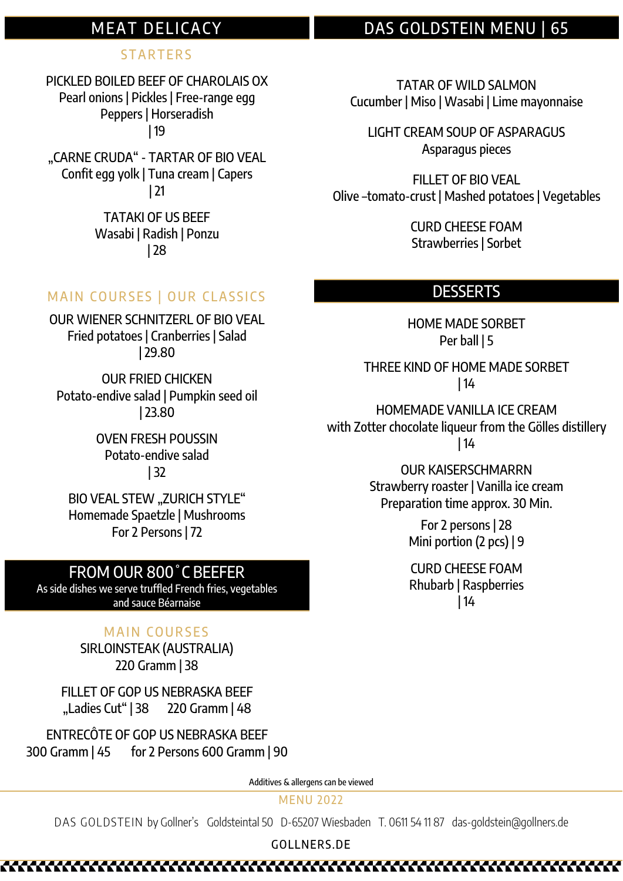# MEAT DELICACY

## STARTERS

PICKLED BOILED BEEF OF CHAROLAIS OX
Pearl onions | Pickles | Free-range egg
Peppers | Horseradish
| 19

„CARNE CRUDA" - TARTAR OF BIO VEAL
Confit egg yolk | Tuna cream | Capers
| 21

TATAKI OF US BEEF
Wasabi | Radish | Ponzu
| 28

## MAIN COURSES | OUR CLASSICS

OUR WIENER SCHNITZERL OF BIO VEAL
Fried potatoes | Cranberries | Salad
| 29.80

OUR FRIED CHICKEN
Potato-endive salad | Pumpkin seed oil
| 23.80

OVEN FRESH POUSSIN
Potato-endive salad
| 32

BIO VEAL STEW „ZURICH STYLE"
Homemade Spaetzle | Mushrooms
For 2 Persons | 72

# FROM OUR 800˚C BEEFER

As side dishes we serve truffled French fries, vegetables and sauce Béarnaise

## MAIN COURSES

SIRLOINSTEAK (AUSTRALIA)
220 Gramm | 38

FILLET OF GOP US NEBRASKA BEEF
„Ladies Cut" | 38 220 Gramm | 48

ENTRECÔTE OF GOP US NEBRASKA BEEF
300 Gramm | 45 for 2 Persons 600 Gramm | 90

# DAS GOLDSTEIN MENU | 65

TATAR OF WILD SALMON
Cucumber | Miso | Wasabi | Lime mayonnaise

LIGHT CREAM SOUP OF ASPARAGUS
Asparagus pieces

FILLET OF BIO VEAL
Olive –tomato-crust | Mashed potatoes | Vegetables

CURD CHEESE FOAM
Strawberries | Sorbet

# DESSERTS

HOME MADE SORBET
Per ball | 5

THREE KIND OF HOME MADE SORBET
| 14

HOMEMADE VANILLA ICE CREAM
with Zotter chocolate liqueur from the Gölles distillery
| 14

OUR KAISERSCHMARRN
Strawberry roaster | Vanilla ice cream
Preparation time approx. 30 Min.

For 2 persons | 28
Mini portion (2 pcs) | 9

CURD CHEESE FOAM
Rhubarb | Raspberries
| 14

Additives & allergens can be viewed

MENU 2022

DAS GOLDSTEIN by Gollner's Goldsteintal 50 D-65207 Wiesbaden T. 0611 54 11 87 das-goldstein@gollners.de

GOLLNERS.DE